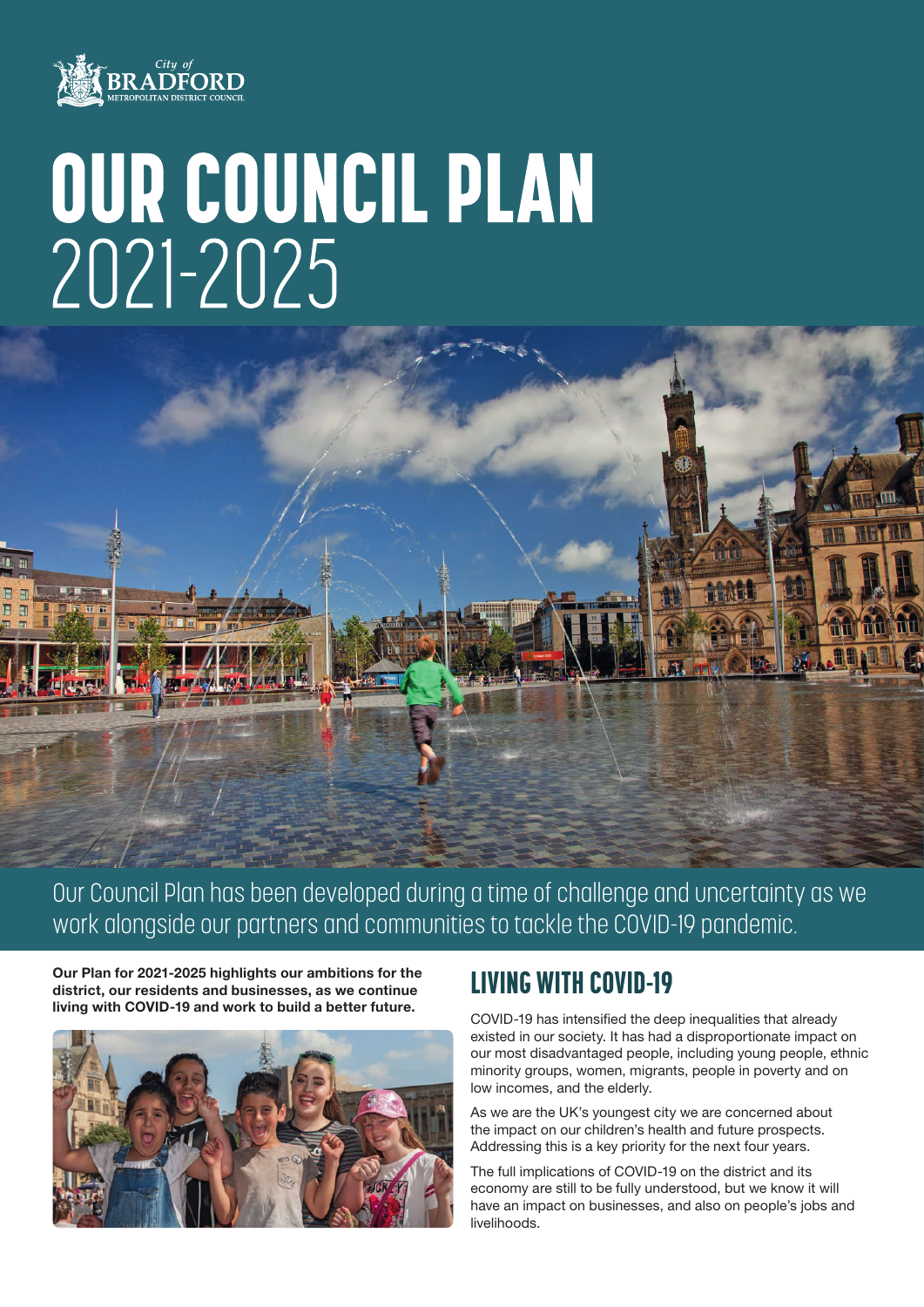City of BRADFORD
METROPOLITAN DISTRICT COUNCIL

# OUR COUNCIL PLAN 2021-2025

Our Council Plan has been developed during a time of challenge and uncertainty as we work alongside our partners and communities to tackle the COVID-19 pandemic.

**Our Plan for 2021-2025 highlights our ambitions for the district, our residents and businesses, as we continue living with COVID-19 and work to build a better future.**

## LIVING WITH COVID-19

COVID-19 has intensified the deep inequalities that already existed in our society. It has had a disproportionate impact on our most disadvantaged people, including young people, ethnic minority groups, women, migrants, people in poverty and on low incomes, and the elderly.

As we are the UK's youngest city we are concerned about the impact on our children's health and future prospects. Addressing this is a key priority for the next four years.

The full implications of COVID-19 on the district and its economy are still to be fully understood, but we know it will have an impact on businesses, and also on people's jobs and livelihoods.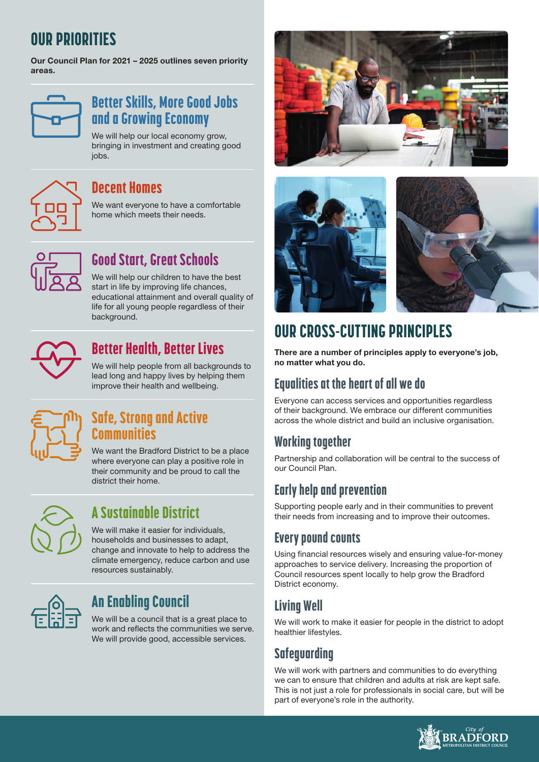# OUR PRIORITIES

**Our Council Plan for 2021 – 2025 outlines seven priority areas.**

## Better Skills, More Good Jobs and a Growing Economy

We will help our local economy grow, bringing in investment and creating good jobs.

## Decent Homes

We want everyone to have a comfortable home which meets their needs.

## Good Start, Great Schools

We will help our children to have the best start in life by improving life chances, educational attainment and overall quality of life for all young people regardless of their background.

## Better Health, Better Lives

We will help people from all backgrounds to lead long and happy lives by helping them improve their health and wellbeing.

## Safe, Strong and Active Communities

We want the Bradford District to be a place where everyone can play a positive role in their community and be proud to call the district their home.

## A Sustainable District

We will make it easier for individuals, households and businesses to adapt, change and innovate to help to address the climate emergency, reduce carbon and use resources sustainably.

## An Enabling Council

We will be a council that is a great place to work and reflects the communities we serve. We will provide good, accessible services.

# OUR CROSS-CUTTING PRINCIPLES

**There are a number of principles apply to everyone's job, no matter what you do.**

## Equalities at the heart of all we do

Everyone can access services and opportunities regardless of their background. We embrace our different communities across the whole district and build an inclusive organisation.

## Working together

Partnership and collaboration will be central to the success of our Council Plan.

## Early help and prevention

Supporting people early and in their communities to prevent their needs from increasing and to improve their outcomes.

## Every pound counts

Using financial resources wisely and ensuring value-for-money approaches to service delivery. Increasing the proportion of Council resources spent locally to help grow the Bradford District economy.

## Living Well

We will work to make it easier for people in the district to adopt healthier lifestyles.

## Safeguarding

We will work with partners and communities to do everything we can to ensure that children and adults at risk are kept safe. This is not just a role for professionals in social care, but will be part of everyone's role in the authority.

City of BRADFORD METROPOLITAN DISTRICT COUNCIL